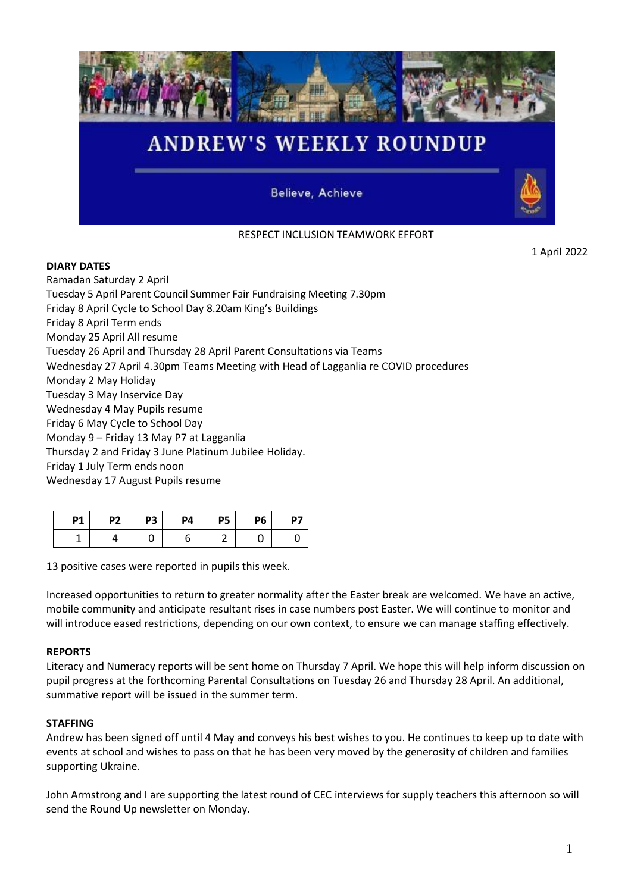# ANDREW'S WEEKLY ROUNDUP

Believe, Achieve

RESPECT INCLUSION TEAMWORK EFFORT

1 April 2022

**DIARY DATES**

Ramadan Saturday 2 April
Tuesday 5 April Parent Council Summer Fair Fundraising Meeting 7.30pm
Friday 8 April Cycle to School Day 8.20am King's Buildings
Friday 8 April Term ends
Monday 25 April All resume
Tuesday 26 April and Thursday 28 April Parent Consultations via Teams
Wednesday 27 April 4.30pm Teams Meeting with Head of Lagganlia re COVID procedures
Monday 2 May Holiday
Tuesday 3 May Inservice Day
Wednesday 4 May Pupils resume
Friday 6 May Cycle to School Day
Monday 9 – Friday 13 May P7 at Lagganlia
Thursday 2 and Friday 3 June Platinum Jubilee Holiday.
Friday 1 July Term ends noon
Wednesday 17 August Pupils resume

| P1 | P2 | P3 | P4 | P5 | P6 | P7 |
|---|---|---|---|---|---|---|
| 1 | 4 | 0 | 6 | 2 | 0 | 0 |

13 positive cases were reported in pupils this week.

Increased opportunities to return to greater normality after the Easter break are welcomed. We have an active, mobile community and anticipate resultant rises in case numbers post Easter. We will continue to monitor and will introduce eased restrictions, depending on our own context, to ensure we can manage staffing effectively.

**REPORTS**

Literacy and Numeracy reports will be sent home on Thursday 7 April. We hope this will help inform discussion on pupil progress at the forthcoming Parental Consultations on Tuesday 26 and Thursday 28 April. An additional, summative report will be issued in the summer term.

**STAFFING**

Andrew has been signed off until 4 May and conveys his best wishes to you. He continues to keep up to date with events at school and wishes to pass on that he has been very moved by the generosity of children and families supporting Ukraine.

John Armstrong and I are supporting the latest round of CEC interviews for supply teachers this afternoon so will send the Round Up newsletter on Monday.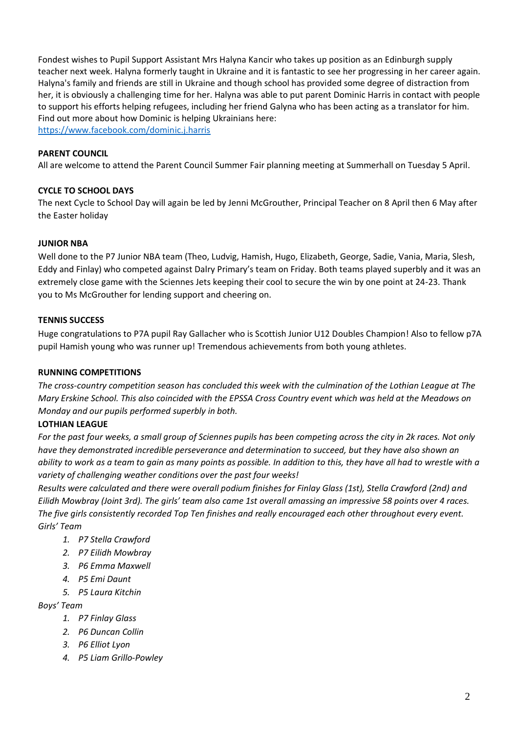Fondest wishes to Pupil Support Assistant Mrs Halyna Kancir who takes up position as an Edinburgh supply teacher next week. Halyna formerly taught in Ukraine and it is fantastic to see her progressing in her career again. Halyna's family and friends are still in Ukraine and though school has provided some degree of distraction from her, it is obviously a challenging time for her. Halyna was able to put parent Dominic Harris in contact with people to support his efforts helping refugees, including her friend Galyna who has been acting as a translator for him. Find out more about how Dominic is helping Ukrainians here:
[https://www.facebook.com/dominic.j.harris](https://www.facebook.com/dominic.j.harris)

**PARENT COUNCIL**
All are welcome to attend the Parent Council Summer Fair planning meeting at Summerhall on Tuesday 5 April.

**CYCLE TO SCHOOL DAYS**
The next Cycle to School Day will again be led by Jenni McGrouther, Principal Teacher on 8 April then 6 May after the Easter holiday

**JUNIOR NBA**
Well done to the P7 Junior NBA team (Theo, Ludvig, Hamish, Hugo, Elizabeth, George, Sadie, Vania, Maria, Slesh, Eddy and Finlay) who competed against Dalry Primary's team on Friday. Both teams played superbly and it was an extremely close game with the Sciennes Jets keeping their cool to secure the win by one point at 24-23. Thank you to Ms McGrouther for lending support and cheering on.

**TENNIS SUCCESS**
Huge congratulations to P7A pupil Ray Gallacher who is Scottish Junior U12 Doubles Champion! Also to fellow p7A pupil Hamish young who was runner up! Tremendous achievements from both young athletes.

**RUNNING COMPETITIONS**
*The cross-country competition season has concluded this week with the culmination of the Lothian League at The Mary Erskine School. This also coincided with the EPSSA Cross Country event which was held at the Meadows on Monday and our pupils performed superbly in both.*

**LOTHIAN LEAGUE**
*For the past four weeks, a small group of Sciennes pupils has been competing across the city in 2k races. Not only have they demonstrated incredible perseverance and determination to succeed, but they have also shown an ability to work as a team to gain as many points as possible. In addition to this, they have all had to wrestle with a variety of challenging weather conditions over the past four weeks!*

*Results were calculated and there were overall podium finishes for Finlay Glass (1st), Stella Crawford (2nd) and Eilidh Mowbray (Joint 3rd). The girls' team also came 1st overall amassing an impressive 58 points over 4 races. The five girls consistently recorded Top Ten finishes and really encouraged each other throughout every event.*

*Girls' Team*

1. *P7 Stella Crawford*
2. *P7 Eilidh Mowbray*
3. *P6 Emma Maxwell*
4. *P5 Emi Daunt*
5. *P5 Laura Kitchin*

*Boys' Team*

1. *P7 Finlay Glass*
2. *P6 Duncan Collin*
3. *P6 Elliot Lyon*
4. *P5 Liam Grillo-Powley*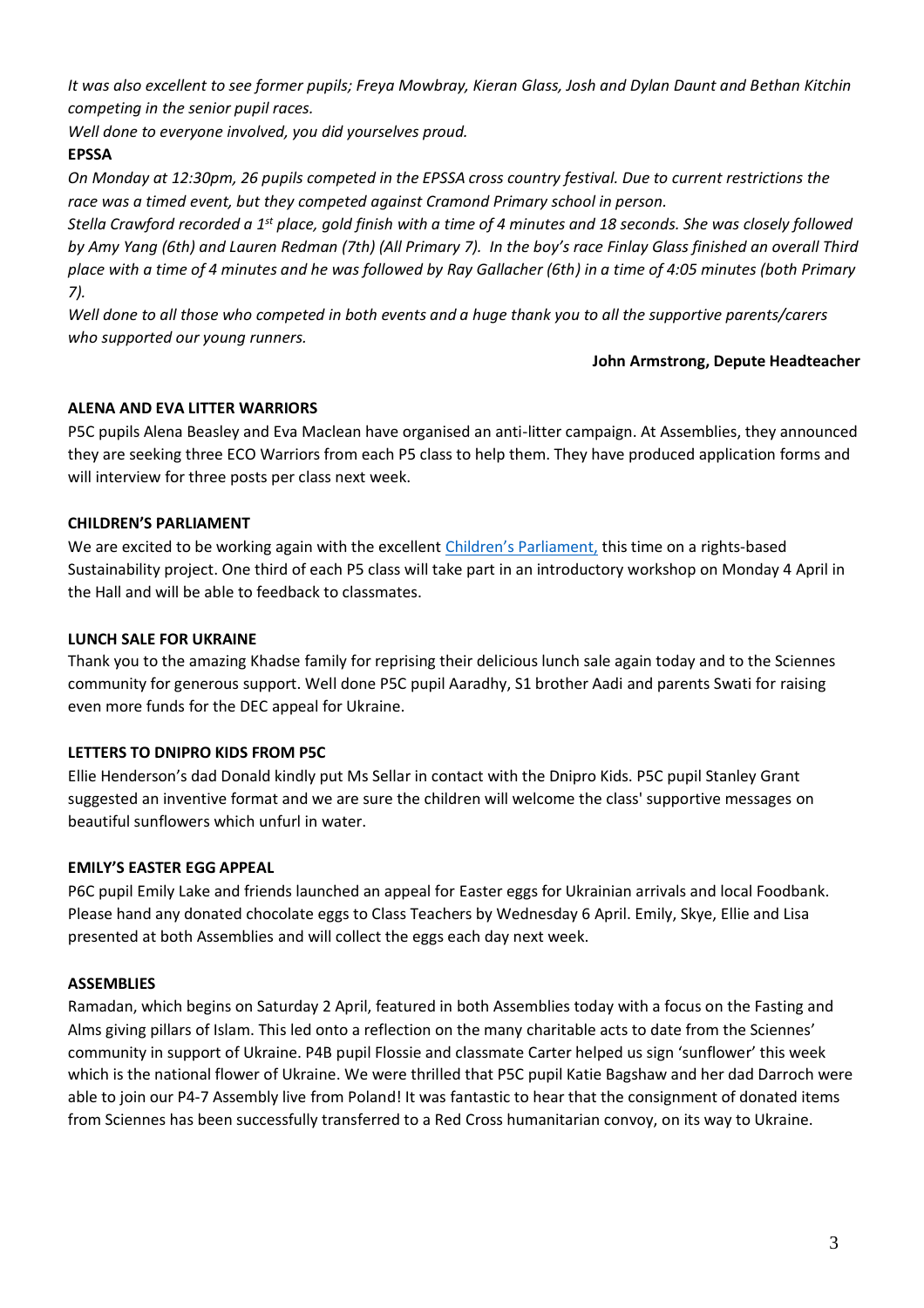*It was also excellent to see former pupils; Freya Mowbray, Kieran Glass, Josh and Dylan Daunt and Bethan Kitchin competing in the senior pupil races.*

*Well done to everyone involved, you did yourselves proud.*

**EPSSA**

*On Monday at 12:30pm, 26 pupils competed in the EPSSA cross country festival. Due to current restrictions the race was a timed event, but they competed against Cramond Primary school in person.*

*Stella Crawford recorded a 1st place, gold finish with a time of 4 minutes and 18 seconds. She was closely followed by Amy Yang (6th) and Lauren Redman (7th) (All Primary 7). In the boy's race Finlay Glass finished an overall Third place with a time of 4 minutes and he was followed by Ray Gallacher (6th) in a time of 4:05 minutes (both Primary 7).*

*Well done to all those who competed in both events and a huge thank you to all the supportive parents/carers who supported our young runners.*

**John Armstrong, Depute Headteacher**

**ALENA AND EVA LITTER WARRIORS**

P5C pupils Alena Beasley and Eva Maclean have organised an anti-litter campaign. At Assemblies, they announced they are seeking three ECO Warriors from each P5 class to help them. They have produced application forms and will interview for three posts per class next week.

**CHILDREN'S PARLIAMENT**

We are excited to be working again with the excellent Children's Parliament, this time on a rights-based Sustainability project. One third of each P5 class will take part in an introductory workshop on Monday 4 April in the Hall and will be able to feedback to classmates.

**LUNCH SALE FOR UKRAINE**

Thank you to the amazing Khadse family for reprising their delicious lunch sale again today and to the Sciennes community for generous support. Well done P5C pupil Aaradhy, S1 brother Aadi and parents Swati for raising even more funds for the DEC appeal for Ukraine.

**LETTERS TO DNIPRO KIDS FROM P5C**

Ellie Henderson's dad Donald kindly put Ms Sellar in contact with the Dnipro Kids. P5C pupil Stanley Grant suggested an inventive format and we are sure the children will welcome the class' supportive messages on beautiful sunflowers which unfurl in water.

**EMILY'S EASTER EGG APPEAL**

P6C pupil Emily Lake and friends launched an appeal for Easter eggs for Ukrainian arrivals and local Foodbank. Please hand any donated chocolate eggs to Class Teachers by Wednesday 6 April. Emily, Skye, Ellie and Lisa presented at both Assemblies and will collect the eggs each day next week.

**ASSEMBLIES**

Ramadan, which begins on Saturday 2 April, featured in both Assemblies today with a focus on the Fasting and Alms giving pillars of Islam. This led onto a reflection on the many charitable acts to date from the Sciennes' community in support of Ukraine. P4B pupil Flossie and classmate Carter helped us sign 'sunflower' this week which is the national flower of Ukraine. We were thrilled that P5C pupil Katie Bagshaw and her dad Darroch were able to join our P4-7 Assembly live from Poland! It was fantastic to hear that the consignment of donated items from Sciennes has been successfully transferred to a Red Cross humanitarian convoy, on its way to Ukraine.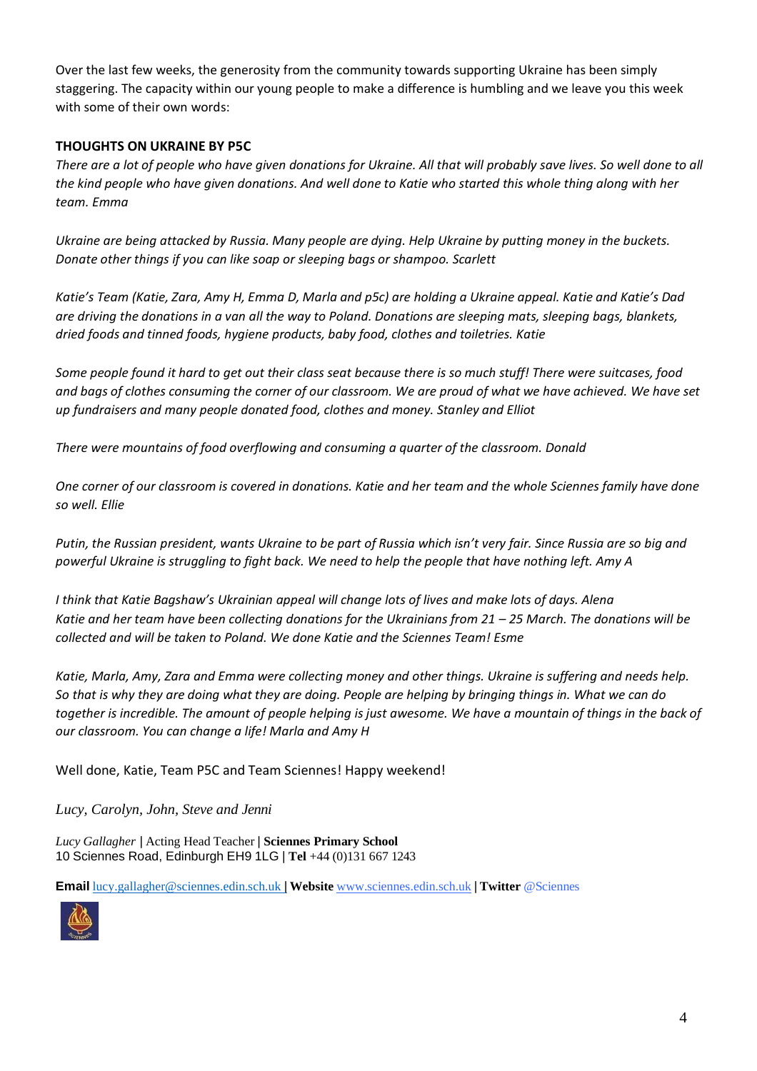Over the last few weeks, the generosity from the community towards supporting Ukraine has been simply staggering. The capacity within our young people to make a difference is humbling and we leave you this week with some of their own words:

**THOUGHTS ON UKRAINE BY P5C**

*There are a lot of people who have given donations for Ukraine. All that will probably save lives. So well done to all the kind people who have given donations. And well done to Katie who started this whole thing along with her team. Emma*

*Ukraine are being attacked by Russia. Many people are dying. Help Ukraine by putting money in the buckets. Donate other things if you can like soap or sleeping bags or shampoo. Scarlett*

*Katie's Team (Katie, Zara, Amy H, Emma D, Marla and p5c) are holding a Ukraine appeal. Katie and Katie's Dad are driving the donations in a van all the way to Poland. Donations are sleeping mats, sleeping bags, blankets, dried foods and tinned foods, hygiene products, baby food, clothes and toiletries. Katie*

*Some people found it hard to get out their class seat because there is so much stuff! There were suitcases, food and bags of clothes consuming the corner of our classroom. We are proud of what we have achieved. We have set up fundraisers and many people donated food, clothes and money. Stanley and Elliot*

*There were mountains of food overflowing and consuming a quarter of the classroom. Donald*

*One corner of our classroom is covered in donations. Katie and her team and the whole Sciennes family have done so well. Ellie*

*Putin, the Russian president, wants Ukraine to be part of Russia which isn't very fair. Since Russia are so big and powerful Ukraine is struggling to fight back. We need to help the people that have nothing left. Amy A*

*I think that Katie Bagshaw's Ukrainian appeal will change lots of lives and make lots of days. Alena*
*Katie and her team have been collecting donations for the Ukrainians from 21 – 25 March. The donations will be collected and will be taken to Poland. We done Katie and the Sciennes Team! Esme*

*Katie, Marla, Amy, Zara and Emma were collecting money and other things. Ukraine is suffering and needs help. So that is why they are doing what they are doing. People are helping by bringing things in. What we can do together is incredible. The amount of people helping is just awesome. We have a mountain of things in the back of our classroom. You can change a life! Marla and Amy H*

Well done, Katie, Team P5C and Team Sciennes! Happy weekend!

*Lucy, Carolyn, John, Steve and Jenni*

*Lucy Gallagher* | Acting Head Teacher | **Sciennes Primary School**
10 Sciennes Road, Edinburgh EH9 1LG | **Tel** +44 (0)131 667 1243

**Email** lucy.gallagher@sciennes.edin.sch.uk | **Website** www.sciennes.edin.sch.uk | **Twitter** @Sciennes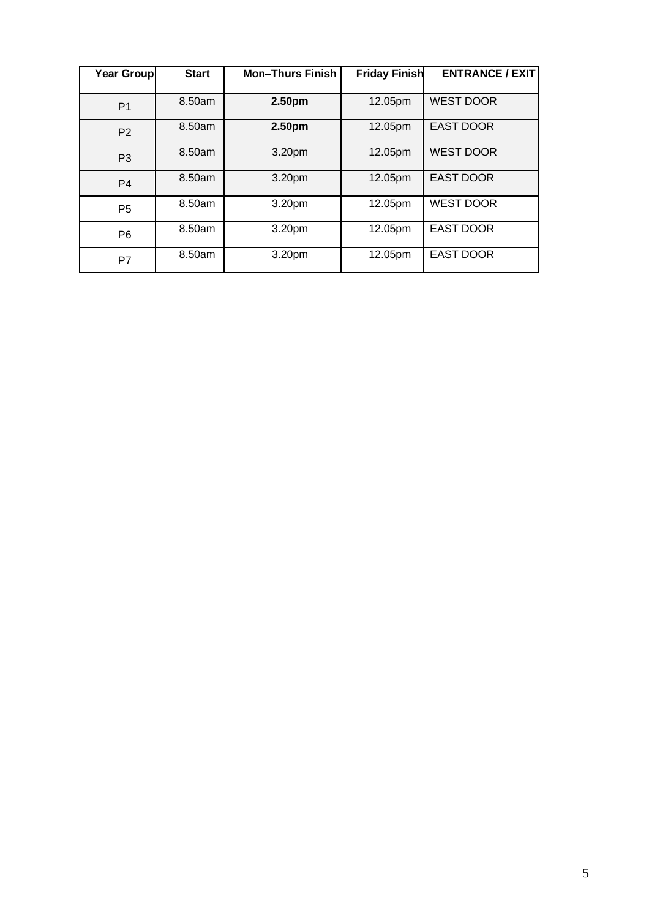| Year Group | Start | Mon–Thurs Finish | Friday Finish | ENTRANCE / EXIT |
|---|---|---|---|---|
| P1 | 8.50am | **2.50pm** | 12.05pm | WEST DOOR |
| P2 | 8.50am | **2.50pm** | 12.05pm | EAST DOOR |
| P3 | 8.50am | 3.20pm | 12.05pm | WEST DOOR |
| P4 | 8.50am | 3.20pm | 12.05pm | EAST DOOR |
| P5 | 8.50am | 3.20pm | 12.05pm | WEST DOOR |
| P6 | 8.50am | 3.20pm | 12.05pm | EAST DOOR |
| P7 | 8.50am | 3.20pm | 12.05pm | EAST DOOR |